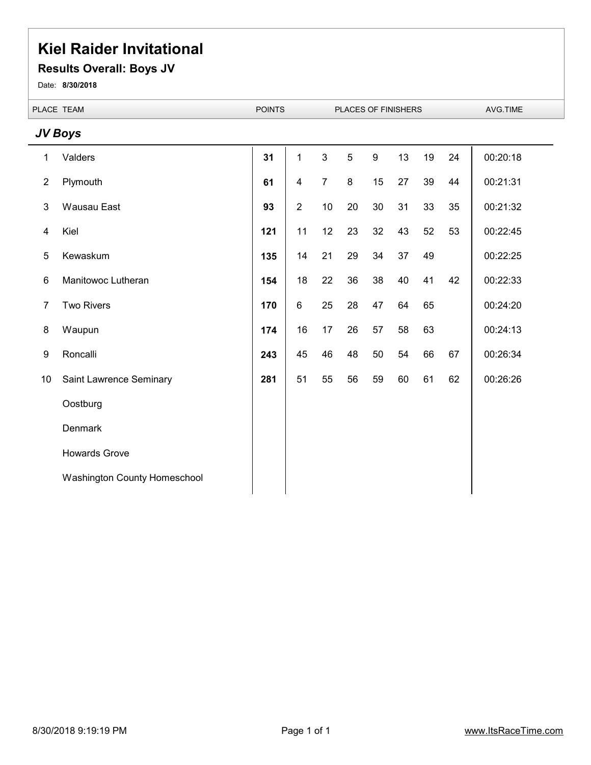# Kiel Raider Invitational

## Results Overall: Boys JV

Date: **8/30/2018**

### *JV Boys*

| PLACE | TEAM | POINTS | PLACES OF FINISHERS | | | | | | | AVG.TIME |
|---|---|---|---|---|---|---|---|---|---|---|
| 1 | Valders | **31** | 1 | 3 | 5 | 9 | 13 | 19 | 24 | 00:20:18 |
| 2 | Plymouth | **61** | 4 | 7 | 8 | 15 | 27 | 39 | 44 | 00:21:31 |
| 3 | Wausau East | **93** | 2 | 10 | 20 | 30 | 31 | 33 | 35 | 00:21:32 |
| 4 | Kiel | **121** | 11 | 12 | 23 | 32 | 43 | 52 | 53 | 00:22:45 |
| 5 | Kewaskum | **135** | 14 | 21 | 29 | 34 | 37 | 49 | | 00:22:25 |
| 6 | Manitowoc Lutheran | **154** | 18 | 22 | 36 | 38 | 40 | 41 | 42 | 00:22:33 |
| 7 | Two Rivers | **170** | 6 | 25 | 28 | 47 | 64 | 65 | | 00:24:20 |
| 8 | Waupun | **174** | 16 | 17 | 26 | 57 | 58 | 63 | | 00:24:13 |
| 9 | Roncalli | **243** | 45 | 46 | 48 | 50 | 54 | 66 | 67 | 00:26:34 |
| 10 | Saint Lawrence Seminary | **281** | 51 | 55 | 56 | 59 | 60 | 61 | 62 | 00:26:26 |
| | Oostburg | | | | | | | | | |
| | Denmark | | | | | | | | | |
| | Howards Grove | | | | | | | | | |
| | Washington County Homeschool | | | | | | | | | |

8/30/2018 9:19:19 PM

www.ItsRaceTime.com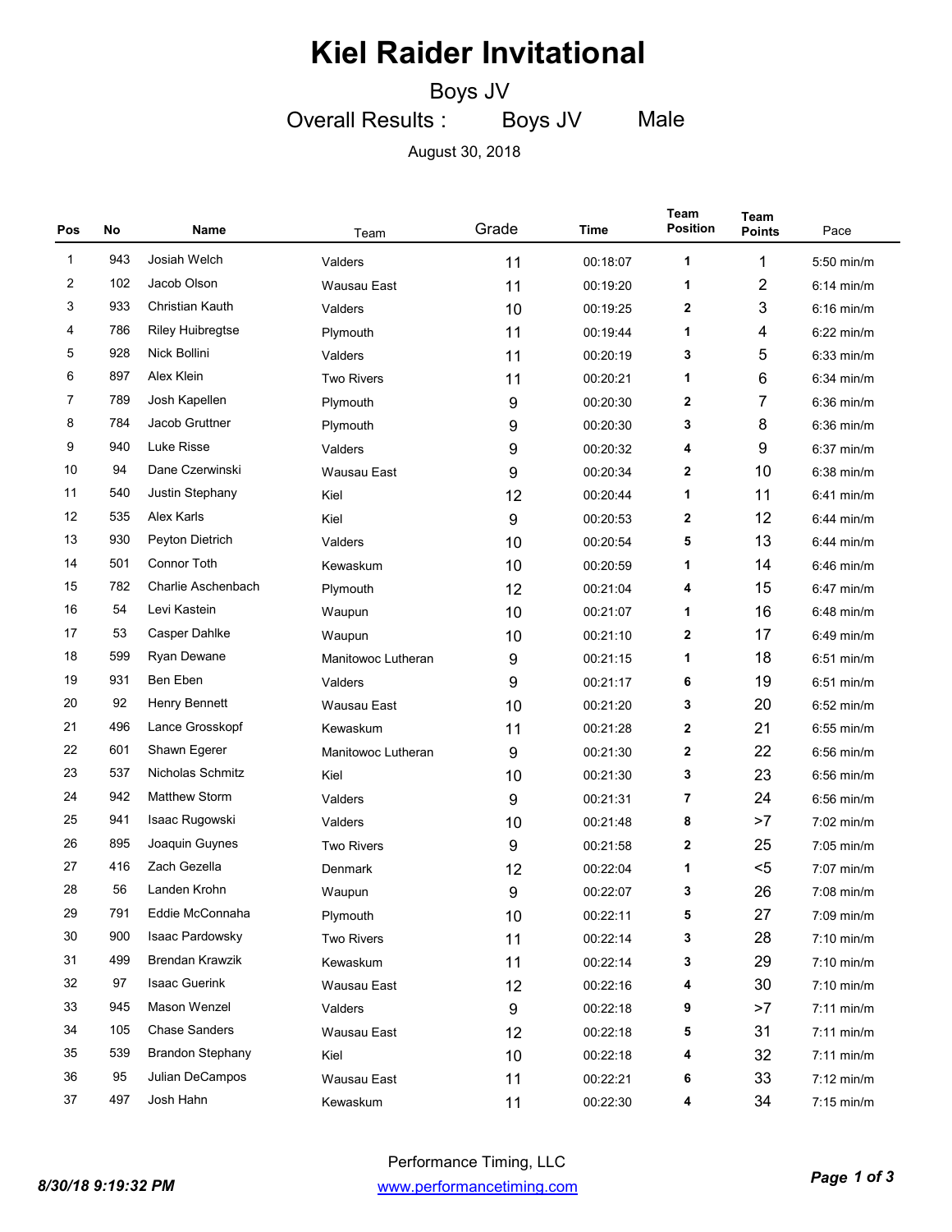# Kiel Raider Invitational

## Boys JV

### Overall Results : Boys JV Male

August 30, 2018

| Pos | No | Name | Team | Grade | Time | Team Position | Team Points | Pace |
|---|---|---|---|---|---|---|---|---|
| 1 | 943 | Josiah Welch | Valders | 11 | 00:18:07 | 1 | 1 | 5:50 min/m |
| 2 | 102 | Jacob Olson | Wausau East | 11 | 00:19:20 | 1 | 2 | 6:14 min/m |
| 3 | 933 | Christian Kauth | Valders | 10 | 00:19:25 | 2 | 3 | 6:16 min/m |
| 4 | 786 | Riley Huibregtse | Plymouth | 11 | 00:19:44 | 1 | 4 | 6:22 min/m |
| 5 | 928 | Nick Bollini | Valders | 11 | 00:20:19 | 3 | 5 | 6:33 min/m |
| 6 | 897 | Alex Klein | Two Rivers | 11 | 00:20:21 | 1 | 6 | 6:34 min/m |
| 7 | 789 | Josh Kapellen | Plymouth | 9 | 00:20:30 | 2 | 7 | 6:36 min/m |
| 8 | 784 | Jacob Gruttner | Plymouth | 9 | 00:20:30 | 3 | 8 | 6:36 min/m |
| 9 | 940 | Luke Risse | Valders | 9 | 00:20:32 | 4 | 9 | 6:37 min/m |
| 10 | 94 | Dane Czerwinski | Wausau East | 9 | 00:20:34 | 2 | 10 | 6:38 min/m |
| 11 | 540 | Justin Stephany | Kiel | 12 | 00:20:44 | 1 | 11 | 6:41 min/m |
| 12 | 535 | Alex Karls | Kiel | 9 | 00:20:53 | 2 | 12 | 6:44 min/m |
| 13 | 930 | Peyton Dietrich | Valders | 10 | 00:20:54 | 5 | 13 | 6:44 min/m |
| 14 | 501 | Connor Toth | Kewaskum | 10 | 00:20:59 | 1 | 14 | 6:46 min/m |
| 15 | 782 | Charlie Aschenbach | Plymouth | 12 | 00:21:04 | 4 | 15 | 6:47 min/m |
| 16 | 54 | Levi Kastein | Waupun | 10 | 00:21:07 | 1 | 16 | 6:48 min/m |
| 17 | 53 | Casper Dahlke | Waupun | 10 | 00:21:10 | 2 | 17 | 6:49 min/m |
| 18 | 599 | Ryan Dewane | Manitowoc Lutheran | 9 | 00:21:15 | 1 | 18 | 6:51 min/m |
| 19 | 931 | Ben Eben | Valders | 9 | 00:21:17 | 6 | 19 | 6:51 min/m |
| 20 | 92 | Henry Bennett | Wausau East | 10 | 00:21:20 | 3 | 20 | 6:52 min/m |
| 21 | 496 | Lance Grosskopf | Kewaskum | 11 | 00:21:28 | 2 | 21 | 6:55 min/m |
| 22 | 601 | Shawn Egerer | Manitowoc Lutheran | 9 | 00:21:30 | 2 | 22 | 6:56 min/m |
| 23 | 537 | Nicholas Schmitz | Kiel | 10 | 00:21:30 | 3 | 23 | 6:56 min/m |
| 24 | 942 | Matthew Storm | Valders | 9 | 00:21:31 | 7 | 24 | 6:56 min/m |
| 25 | 941 | Isaac Rugowski | Valders | 10 | 00:21:48 | 8 | >7 | 7:02 min/m |
| 26 | 895 | Joaquin Guynes | Two Rivers | 9 | 00:21:58 | 2 | 25 | 7:05 min/m |
| 27 | 416 | Zach Gezella | Denmark | 12 | 00:22:04 | 1 | <5 | 7:07 min/m |
| 28 | 56 | Landen Krohn | Waupun | 9 | 00:22:07 | 3 | 26 | 7:08 min/m |
| 29 | 791 | Eddie McConnaha | Plymouth | 10 | 00:22:11 | 5 | 27 | 7:09 min/m |
| 30 | 900 | Isaac Pardowsky | Two Rivers | 11 | 00:22:14 | 3 | 28 | 7:10 min/m |
| 31 | 499 | Brendan Krawzik | Kewaskum | 11 | 00:22:14 | 3 | 29 | 7:10 min/m |
| 32 | 97 | Isaac Guerink | Wausau East | 12 | 00:22:16 | 4 | 30 | 7:10 min/m |
| 33 | 945 | Mason Wenzel | Valders | 9 | 00:22:18 | 9 | >7 | 7:11 min/m |
| 34 | 105 | Chase Sanders | Wausau East | 12 | 00:22:18 | 5 | 31 | 7:11 min/m |
| 35 | 539 | Brandon Stephany | Kiel | 10 | 00:22:18 | 4 | 32 | 7:11 min/m |
| 36 | 95 | Julian DeCampos | Wausau East | 11 | 00:22:21 | 6 | 33 | 7:12 min/m |
| 37 | 497 | Josh Hahn | Kewaskum | 11 | 00:22:30 | 4 | 34 | 7:15 min/m |

Performance Timing, LLC
www.performancetiming.com

*8/30/18 9:19:32 PM*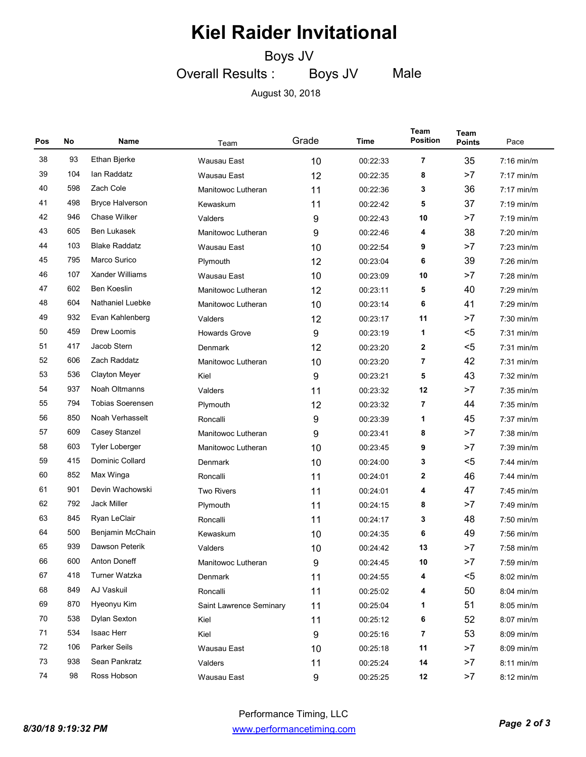# Kiel Raider Invitational

Boys JV

Overall Results : Boys JV Male

August 30, 2018

| Pos | No | Name | Team | Grade | Time | Team Position | Team Points | Pace |
|---|---|---|---|---|---|---|---|---|
| 38 | 93 | Ethan Bjerke | Wausau East | 10 | 00:22:33 | 7 | 35 | 7:16 min/m |
| 39 | 104 | Ian Raddatz | Wausau East | 12 | 00:22:35 | 8 | >7 | 7:17 min/m |
| 40 | 598 | Zach Cole | Manitowoc Lutheran | 11 | 00:22:36 | 3 | 36 | 7:17 min/m |
| 41 | 498 | Bryce Halverson | Kewaskum | 11 | 00:22:42 | 5 | 37 | 7:19 min/m |
| 42 | 946 | Chase Wilker | Valders | 9 | 00:22:43 | 10 | >7 | 7:19 min/m |
| 43 | 605 | Ben Lukasek | Manitowoc Lutheran | 9 | 00:22:46 | 4 | 38 | 7:20 min/m |
| 44 | 103 | Blake Raddatz | Wausau East | 10 | 00:22:54 | 9 | >7 | 7:23 min/m |
| 45 | 795 | Marco Surico | Plymouth | 12 | 00:23:04 | 6 | 39 | 7:26 min/m |
| 46 | 107 | Xander Williams | Wausau East | 10 | 00:23:09 | 10 | >7 | 7:28 min/m |
| 47 | 602 | Ben Koeslin | Manitowoc Lutheran | 12 | 00:23:11 | 5 | 40 | 7:29 min/m |
| 48 | 604 | Nathaniel Luebke | Manitowoc Lutheran | 10 | 00:23:14 | 6 | 41 | 7:29 min/m |
| 49 | 932 | Evan Kahlenberg | Valders | 12 | 00:23:17 | 11 | >7 | 7:30 min/m |
| 50 | 459 | Drew Loomis | Howards Grove | 9 | 00:23:19 | 1 | <5 | 7:31 min/m |
| 51 | 417 | Jacob Stern | Denmark | 12 | 00:23:20 | 2 | <5 | 7:31 min/m |
| 52 | 606 | Zach Raddatz | Manitowoc Lutheran | 10 | 00:23:20 | 7 | 42 | 7:31 min/m |
| 53 | 536 | Clayton Meyer | Kiel | 9 | 00:23:21 | 5 | 43 | 7:32 min/m |
| 54 | 937 | Noah Oltmanns | Valders | 11 | 00:23:32 | 12 | >7 | 7:35 min/m |
| 55 | 794 | Tobias Soerensen | Plymouth | 12 | 00:23:32 | 7 | 44 | 7:35 min/m |
| 56 | 850 | Noah Verhasselt | Roncalli | 9 | 00:23:39 | 1 | 45 | 7:37 min/m |
| 57 | 609 | Casey Stanzel | Manitowoc Lutheran | 9 | 00:23:41 | 8 | >7 | 7:38 min/m |
| 58 | 603 | Tyler Loberger | Manitowoc Lutheran | 10 | 00:23:45 | 9 | >7 | 7:39 min/m |
| 59 | 415 | Dominic Collard | Denmark | 10 | 00:24:00 | 3 | <5 | 7:44 min/m |
| 60 | 852 | Max Winga | Roncalli | 11 | 00:24:01 | 2 | 46 | 7:44 min/m |
| 61 | 901 | Devin Wachowski | Two Rivers | 11 | 00:24:01 | 4 | 47 | 7:45 min/m |
| 62 | 792 | Jack Miller | Plymouth | 11 | 00:24:15 | 8 | >7 | 7:49 min/m |
| 63 | 845 | Ryan LeClair | Roncalli | 11 | 00:24:17 | 3 | 48 | 7:50 min/m |
| 64 | 500 | Benjamin McChain | Kewaskum | 10 | 00:24:35 | 6 | 49 | 7:56 min/m |
| 65 | 939 | Dawson Peterik | Valders | 10 | 00:24:42 | 13 | >7 | 7:58 min/m |
| 66 | 600 | Anton Doneff | Manitowoc Lutheran | 9 | 00:24:45 | 10 | >7 | 7:59 min/m |
| 67 | 418 | Turner Watzka | Denmark | 11 | 00:24:55 | 4 | <5 | 8:02 min/m |
| 68 | 849 | AJ Vaskuil | Roncalli | 11 | 00:25:02 | 4 | 50 | 8:04 min/m |
| 69 | 870 | Hyeonyu Kim | Saint Lawrence Seminary | 11 | 00:25:04 | 1 | 51 | 8:05 min/m |
| 70 | 538 | Dylan Sexton | Kiel | 11 | 00:25:12 | 6 | 52 | 8:07 min/m |
| 71 | 534 | Isaac Herr | Kiel | 9 | 00:25:16 | 7 | 53 | 8:09 min/m |
| 72 | 106 | Parker Seils | Wausau East | 10 | 00:25:18 | 11 | >7 | 8:09 min/m |
| 73 | 938 | Sean Pankratz | Valders | 11 | 00:25:24 | 14 | >7 | 8:11 min/m |
| 74 | 98 | Ross Hobson | Wausau East | 9 | 00:25:25 | 12 | >7 | 8:12 min/m |

8/30/18 9:19:32 PM

Performance Timing, LLC
www.performancetiming.com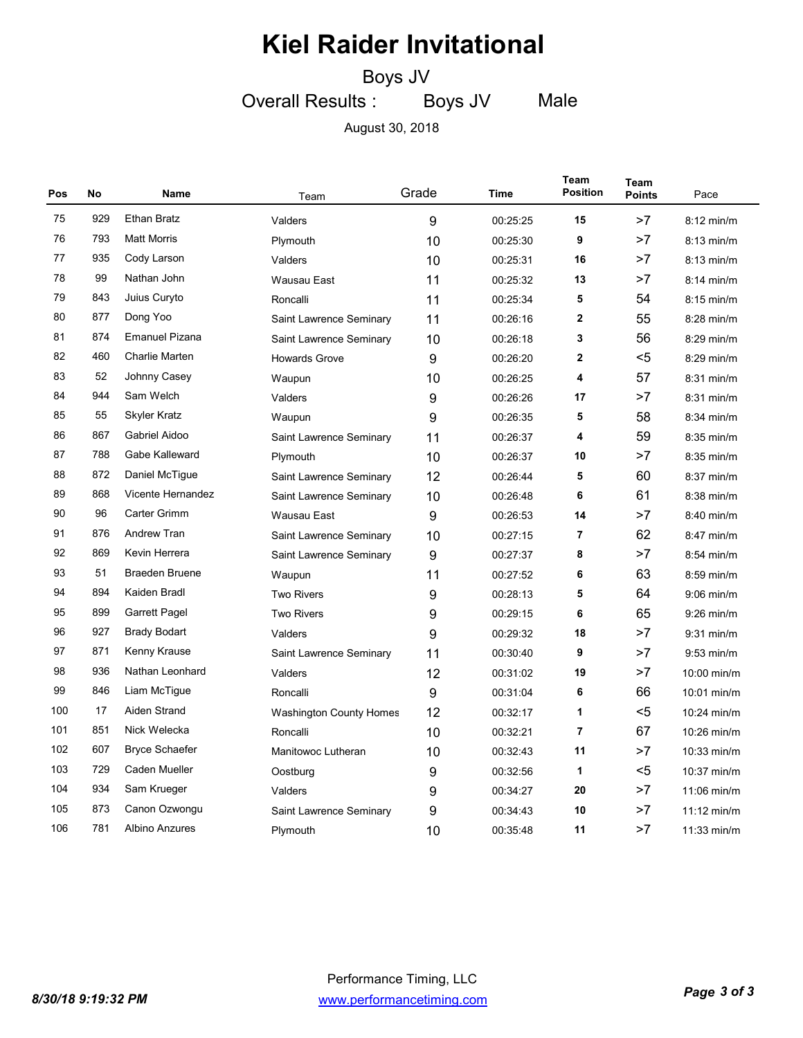# Kiel Raider Invitational

Boys JV

Overall Results : Boys JV Male

August 30, 2018

| Pos | No | Name | Team | Grade | Time | Team Position | Team Points | Pace |
|---|---|---|---|---|---|---|---|---|
| 75 | 929 | Ethan Bratz | Valders | 9 | 00:25:25 | 15 | >7 | 8:12 min/m |
| 76 | 793 | Matt Morris | Plymouth | 10 | 00:25:30 | 9 | >7 | 8:13 min/m |
| 77 | 935 | Cody Larson | Valders | 10 | 00:25:31 | 16 | >7 | 8:13 min/m |
| 78 | 99 | Nathan John | Wausau East | 11 | 00:25:32 | 13 | >7 | 8:14 min/m |
| 79 | 843 | Juius Curyto | Roncalli | 11 | 00:25:34 | 5 | 54 | 8:15 min/m |
| 80 | 877 | Dong Yoo | Saint Lawrence Seminary | 11 | 00:26:16 | 2 | 55 | 8:28 min/m |
| 81 | 874 | Emanuel Pizana | Saint Lawrence Seminary | 10 | 00:26:18 | 3 | 56 | 8:29 min/m |
| 82 | 460 | Charlie Marten | Howards Grove | 9 | 00:26:20 | 2 | <5 | 8:29 min/m |
| 83 | 52 | Johnny Casey | Waupun | 10 | 00:26:25 | 4 | 57 | 8:31 min/m |
| 84 | 944 | Sam Welch | Valders | 9 | 00:26:26 | 17 | >7 | 8:31 min/m |
| 85 | 55 | Skyler Kratz | Waupun | 9 | 00:26:35 | 5 | 58 | 8:34 min/m |
| 86 | 867 | Gabriel Aidoo | Saint Lawrence Seminary | 11 | 00:26:37 | 4 | 59 | 8:35 min/m |
| 87 | 788 | Gabe Kalleward | Plymouth | 10 | 00:26:37 | 10 | >7 | 8:35 min/m |
| 88 | 872 | Daniel McTigue | Saint Lawrence Seminary | 12 | 00:26:44 | 5 | 60 | 8:37 min/m |
| 89 | 868 | Vicente Hernandez | Saint Lawrence Seminary | 10 | 00:26:48 | 6 | 61 | 8:38 min/m |
| 90 | 96 | Carter Grimm | Wausau East | 9 | 00:26:53 | 14 | >7 | 8:40 min/m |
| 91 | 876 | Andrew Tran | Saint Lawrence Seminary | 10 | 00:27:15 | 7 | 62 | 8:47 min/m |
| 92 | 869 | Kevin Herrera | Saint Lawrence Seminary | 9 | 00:27:37 | 8 | >7 | 8:54 min/m |
| 93 | 51 | Braeden Bruene | Waupun | 11 | 00:27:52 | 6 | 63 | 8:59 min/m |
| 94 | 894 | Kaiden Bradl | Two Rivers | 9 | 00:28:13 | 5 | 64 | 9:06 min/m |
| 95 | 899 | Garrett Pagel | Two Rivers | 9 | 00:29:15 | 6 | 65 | 9:26 min/m |
| 96 | 927 | Brady Bodart | Valders | 9 | 00:29:32 | 18 | >7 | 9:31 min/m |
| 97 | 871 | Kenny Krause | Saint Lawrence Seminary | 11 | 00:30:40 | 9 | >7 | 9:53 min/m |
| 98 | 936 | Nathan Leonhard | Valders | 12 | 00:31:02 | 19 | >7 | 10:00 min/m |
| 99 | 846 | Liam McTigue | Roncalli | 9 | 00:31:04 | 6 | 66 | 10:01 min/m |
| 100 | 17 | Aiden Strand | Washington County Homes | 12 | 00:32:17 | 1 | <5 | 10:24 min/m |
| 101 | 851 | Nick Welecka | Roncalli | 10 | 00:32:21 | 7 | 67 | 10:26 min/m |
| 102 | 607 | Bryce Schaefer | Manitowoc Lutheran | 10 | 00:32:43 | 11 | >7 | 10:33 min/m |
| 103 | 729 | Caden Mueller | Oostburg | 9 | 00:32:56 | 1 | <5 | 10:37 min/m |
| 104 | 934 | Sam Krueger | Valders | 9 | 00:34:27 | 20 | >7 | 11:06 min/m |
| 105 | 873 | Canon Ozwongu | Saint Lawrence Seminary | 9 | 00:34:43 | 10 | >7 | 11:12 min/m |
| 106 | 781 | Albino Anzures | Plymouth | 10 | 00:35:48 | 11 | >7 | 11:33 min/m |

Performance Timing, LLC

www.performancetiming.com

*8/30/18 9:19:32 PM*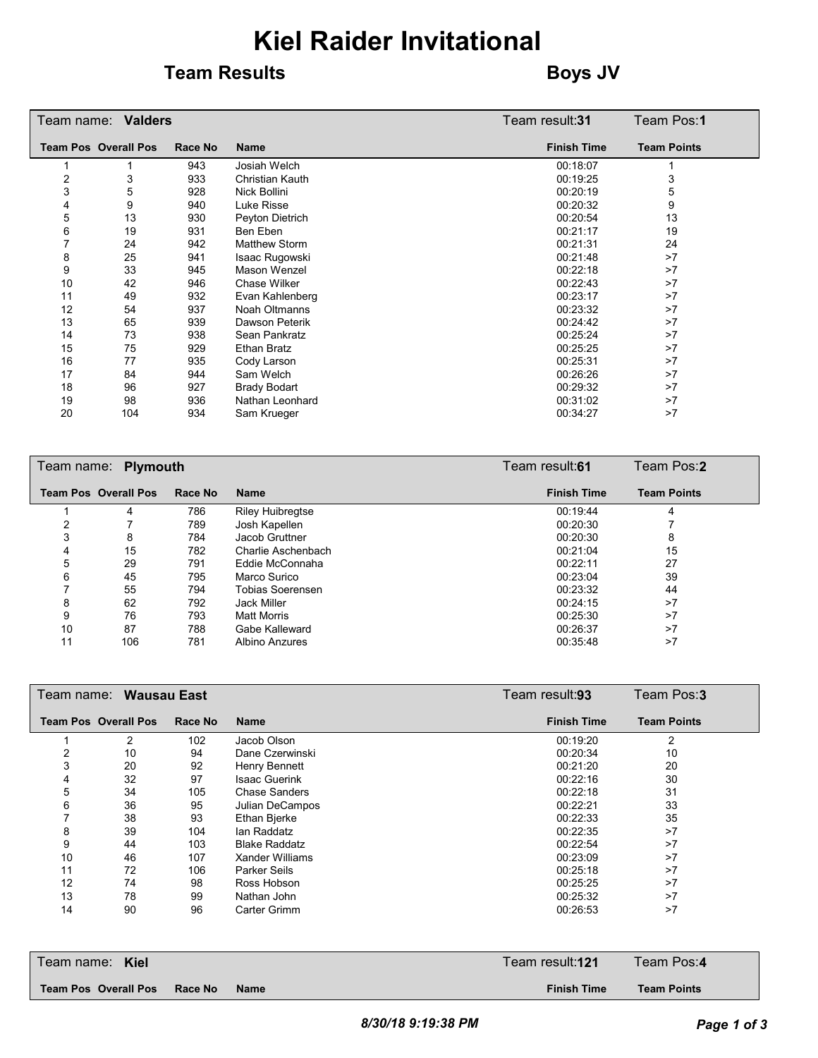# Kiel Raider Invitational

## Team Results — Boys JV

### Team name: Valders — Team result: **31** — Team Pos: **1**

| Team Pos | Overall Pos | Race No | Name | Finish Time | Team Points |
|---|---|---|---|---|---|
| 1 | 1 | 943 | Josiah Welch | 00:18:07 | 1 |
| 2 | 3 | 933 | Christian Kauth | 00:19:25 | 3 |
| 3 | 5 | 928 | Nick Bollini | 00:20:19 | 5 |
| 4 | 9 | 940 | Luke Risse | 00:20:32 | 9 |
| 5 | 13 | 930 | Peyton Dietrich | 00:20:54 | 13 |
| 6 | 19 | 931 | Ben Eben | 00:21:17 | 19 |
| 7 | 24 | 942 | Matthew Storm | 00:21:31 | 24 |
| 8 | 25 | 941 | Isaac Rugowski | 00:21:48 | >7 |
| 9 | 33 | 945 | Mason Wenzel | 00:22:18 | >7 |
| 10 | 42 | 946 | Chase Wilker | 00:22:43 | >7 |
| 11 | 49 | 932 | Evan Kahlenberg | 00:23:17 | >7 |
| 12 | 54 | 937 | Noah Oltmanns | 00:23:32 | >7 |
| 13 | 65 | 939 | Dawson Peterik | 00:24:42 | >7 |
| 14 | 73 | 938 | Sean Pankratz | 00:25:24 | >7 |
| 15 | 75 | 929 | Ethan Bratz | 00:25:25 | >7 |
| 16 | 77 | 935 | Cody Larson | 00:25:31 | >7 |
| 17 | 84 | 944 | Sam Welch | 00:26:26 | >7 |
| 18 | 96 | 927 | Brady Bodart | 00:29:32 | >7 |
| 19 | 98 | 936 | Nathan Leonhard | 00:31:02 | >7 |
| 20 | 104 | 934 | Sam Krueger | 00:34:27 | >7 |

### Team name: Plymouth — Team result: **61** — Team Pos: **2**

| Team Pos | Overall Pos | Race No | Name | Finish Time | Team Points |
|---|---|---|---|---|---|
| 1 | 4 | 786 | Riley Huibregtse | 00:19:44 | 4 |
| 2 | 7 | 789 | Josh Kapellen | 00:20:30 | 7 |
| 3 | 8 | 784 | Jacob Gruttner | 00:20:30 | 8 |
| 4 | 15 | 782 | Charlie Aschenbach | 00:21:04 | 15 |
| 5 | 29 | 791 | Eddie McConnaha | 00:22:11 | 27 |
| 6 | 45 | 795 | Marco Surico | 00:23:04 | 39 |
| 7 | 55 | 794 | Tobias Soerensen | 00:23:32 | 44 |
| 8 | 62 | 792 | Jack Miller | 00:24:15 | >7 |
| 9 | 76 | 793 | Matt Morris | 00:25:30 | >7 |
| 10 | 87 | 788 | Gabe Kalleward | 00:26:37 | >7 |
| 11 | 106 | 781 | Albino Anzures | 00:35:48 | >7 |

### Team name: Wausau East — Team result: **93** — Team Pos: **3**

| Team Pos | Overall Pos | Race No | Name | Finish Time | Team Points |
|---|---|---|---|---|---|
| 1 | 2 | 102 | Jacob Olson | 00:19:20 | 2 |
| 2 | 10 | 94 | Dane Czerwinski | 00:20:34 | 10 |
| 3 | 20 | 92 | Henry Bennett | 00:21:20 | 20 |
| 4 | 32 | 97 | Isaac Guerink | 00:22:16 | 30 |
| 5 | 34 | 105 | Chase Sanders | 00:22:18 | 31 |
| 6 | 36 | 95 | Julian DeCampos | 00:22:21 | 33 |
| 7 | 38 | 93 | Ethan Bjerke | 00:22:33 | 35 |
| 8 | 39 | 104 | Ian Raddatz | 00:22:35 | >7 |
| 9 | 44 | 103 | Blake Raddatz | 00:22:54 | >7 |
| 10 | 46 | 107 | Xander Williams | 00:23:09 | >7 |
| 11 | 72 | 106 | Parker Seils | 00:25:18 | >7 |
| 12 | 74 | 98 | Ross Hobson | 00:25:25 | >7 |
| 13 | 78 | 99 | Nathan John | 00:25:32 | >7 |
| 14 | 90 | 96 | Carter Grimm | 00:26:53 | >7 |

### Team name: Kiel — Team result: **121** — Team Pos: **4**

| Team Pos | Overall Pos | Race No | Name | Finish Time | Team Points |
|---|---|---|---|---|---|

*8/30/18 9:19:38 PM*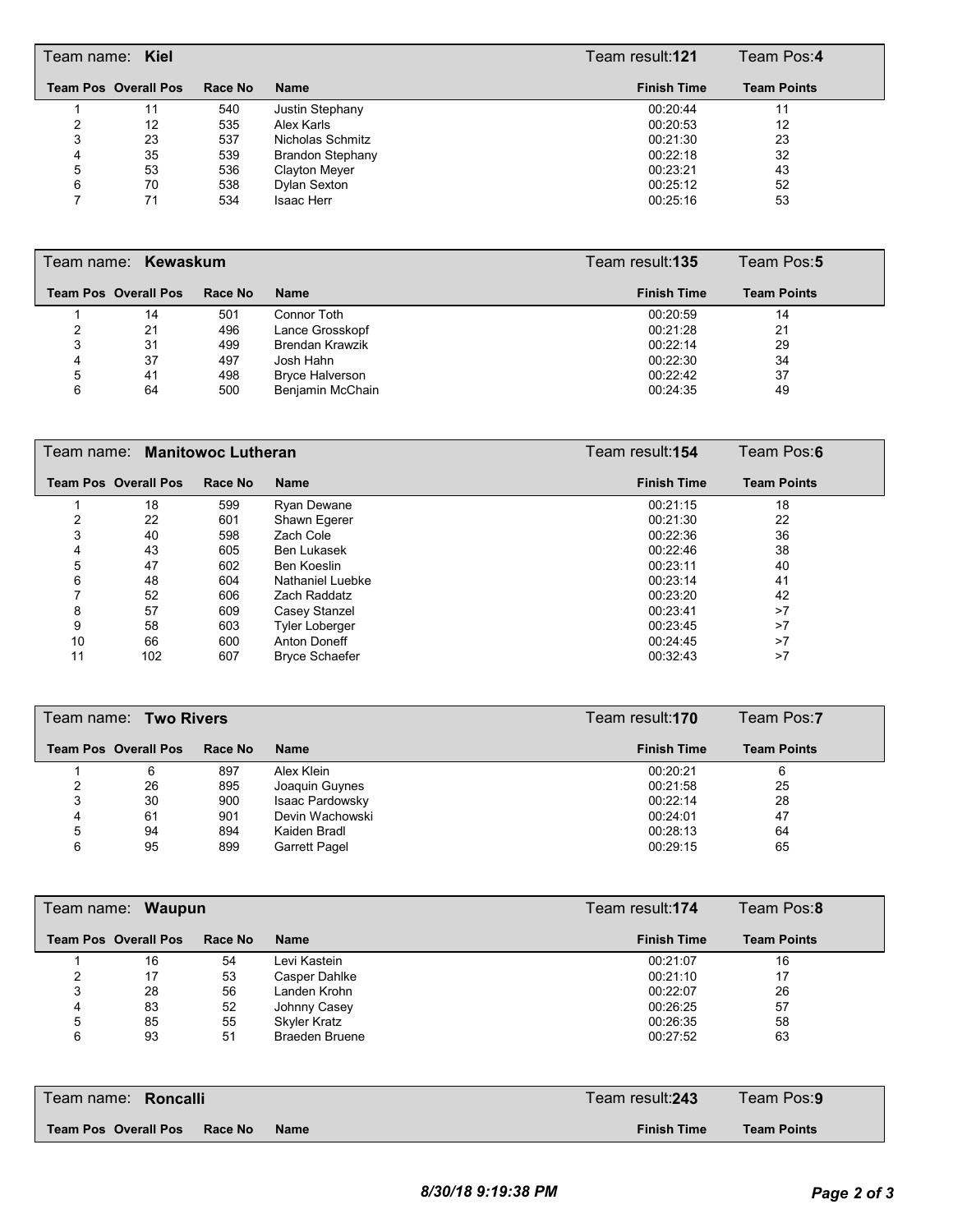## Team name: Kiel — Team result: 121 — Team Pos: 4

| Team Pos | Overall Pos | Race No | Name | Finish Time | Team Points |
|---|---|---|---|---|---|
| 1 | 11 | 540 | Justin Stephany | 00:20:44 | 11 |
| 2 | 12 | 535 | Alex Karls | 00:20:53 | 12 |
| 3 | 23 | 537 | Nicholas Schmitz | 00:21:30 | 23 |
| 4 | 35 | 539 | Brandon Stephany | 00:22:18 | 32 |
| 5 | 53 | 536 | Clayton Meyer | 00:23:21 | 43 |
| 6 | 70 | 538 | Dylan Sexton | 00:25:12 | 52 |
| 7 | 71 | 534 | Isaac Herr | 00:25:16 | 53 |

## Team name: Kewaskum — Team result: 135 — Team Pos: 5

| Team Pos | Overall Pos | Race No | Name | Finish Time | Team Points |
|---|---|---|---|---|---|
| 1 | 14 | 501 | Connor Toth | 00:20:59 | 14 |
| 2 | 21 | 496 | Lance Grosskopf | 00:21:28 | 21 |
| 3 | 31 | 499 | Brendan Krawzik | 00:22:14 | 29 |
| 4 | 37 | 497 | Josh Hahn | 00:22:30 | 34 |
| 5 | 41 | 498 | Bryce Halverson | 00:22:42 | 37 |
| 6 | 64 | 500 | Benjamin McChain | 00:24:35 | 49 |

## Team name: Manitowoc Lutheran — Team result: 154 — Team Pos: 6

| Team Pos | Overall Pos | Race No | Name | Finish Time | Team Points |
|---|---|---|---|---|---|
| 1 | 18 | 599 | Ryan Dewane | 00:21:15 | 18 |
| 2 | 22 | 601 | Shawn Egerer | 00:21:30 | 22 |
| 3 | 40 | 598 | Zach Cole | 00:22:36 | 36 |
| 4 | 43 | 605 | Ben Lukasek | 00:22:46 | 38 |
| 5 | 47 | 602 | Ben Koeslin | 00:23:11 | 40 |
| 6 | 48 | 604 | Nathaniel Luebke | 00:23:14 | 41 |
| 7 | 52 | 606 | Zach Raddatz | 00:23:20 | 42 |
| 8 | 57 | 609 | Casey Stanzel | 00:23:41 | >7 |
| 9 | 58 | 603 | Tyler Loberger | 00:23:45 | >7 |
| 10 | 66 | 600 | Anton Doneff | 00:24:45 | >7 |
| 11 | 102 | 607 | Bryce Schaefer | 00:32:43 | >7 |

## Team name: Two Rivers — Team result: 170 — Team Pos: 7

| Team Pos | Overall Pos | Race No | Name | Finish Time | Team Points |
|---|---|---|---|---|---|
| 1 | 6 | 897 | Alex Klein | 00:20:21 | 6 |
| 2 | 26 | 895 | Joaquin Guynes | 00:21:58 | 25 |
| 3 | 30 | 900 | Isaac Pardowsky | 00:22:14 | 28 |
| 4 | 61 | 901 | Devin Wachowski | 00:24:01 | 47 |
| 5 | 94 | 894 | Kaiden Bradl | 00:28:13 | 64 |
| 6 | 95 | 899 | Garrett Pagel | 00:29:15 | 65 |

## Team name: Waupun — Team result: 174 — Team Pos: 8

| Team Pos | Overall Pos | Race No | Name | Finish Time | Team Points |
|---|---|---|---|---|---|
| 1 | 16 | 54 | Levi Kastein | 00:21:07 | 16 |
| 2 | 17 | 53 | Casper Dahlke | 00:21:10 | 17 |
| 3 | 28 | 56 | Landen Krohn | 00:22:07 | 26 |
| 4 | 83 | 52 | Johnny Casey | 00:26:25 | 57 |
| 5 | 85 | 55 | Skyler Kratz | 00:26:35 | 58 |
| 6 | 93 | 51 | Braeden Bruene | 00:27:52 | 63 |

## Team name: Roncalli — Team result: 243 — Team Pos: 9

| Team Pos | Overall Pos | Race No | Name | Finish Time | Team Points |
|---|---|---|---|---|---|

*8/30/18 9:19:38 PM*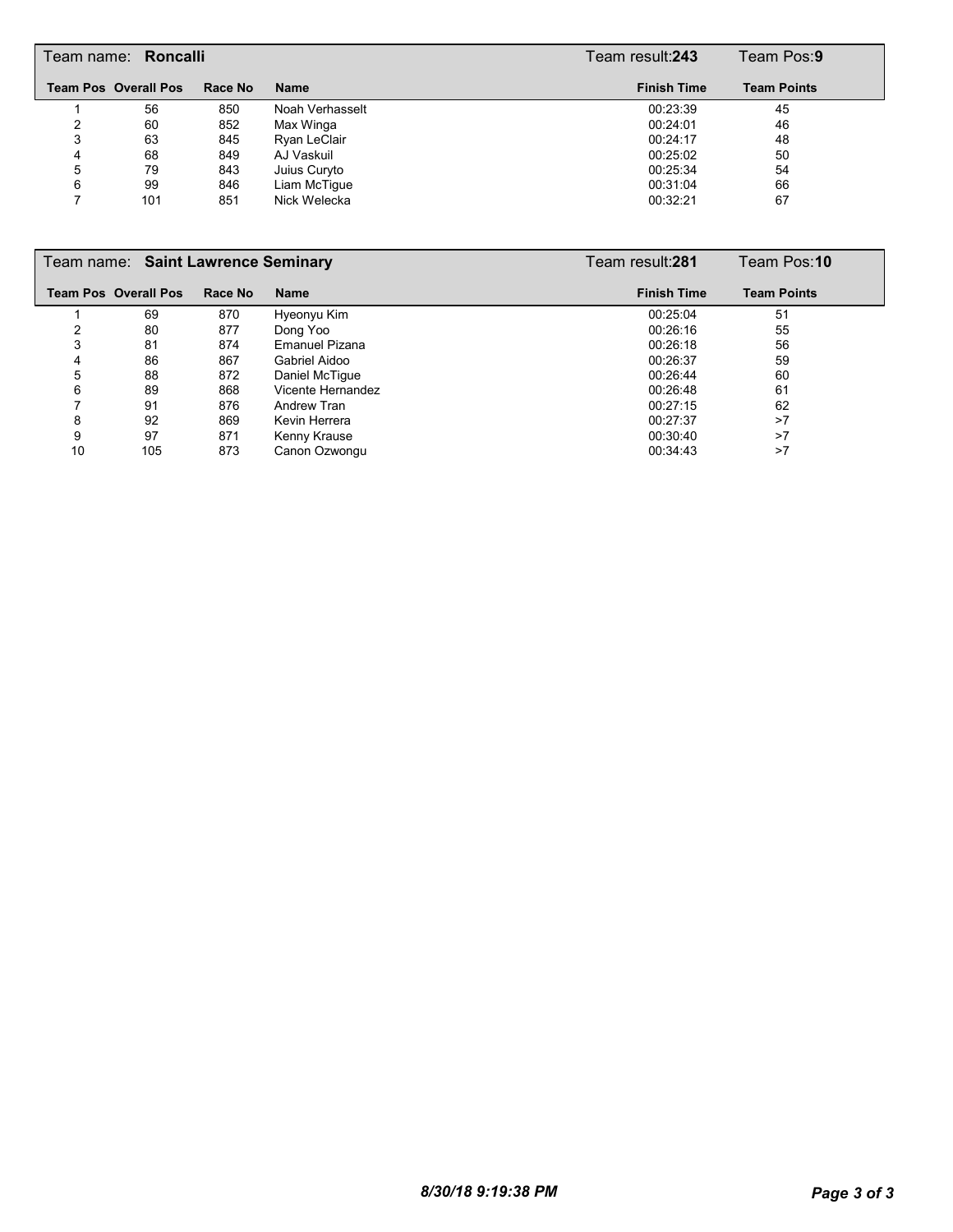**Team name: Roncalli** | Team result: **243** | Team Pos: **9**

| Team Pos | Overall Pos | Race No | Name | Finish Time | Team Points |
|---|---|---|---|---|---|
| 1 | 56 | 850 | Noah Verhasselt | 00:23:39 | 45 |
| 2 | 60 | 852 | Max Winga | 00:24:01 | 46 |
| 3 | 63 | 845 | Ryan LeClair | 00:24:17 | 48 |
| 4 | 68 | 849 | AJ Vaskuil | 00:25:02 | 50 |
| 5 | 79 | 843 | Juius Curyto | 00:25:34 | 54 |
| 6 | 99 | 846 | Liam McTigue | 00:31:04 | 66 |
| 7 | 101 | 851 | Nick Welecka | 00:32:21 | 67 |

**Team name: Saint Lawrence Seminary** | Team result: **281** | Team Pos: **10**

| Team Pos | Overall Pos | Race No | Name | Finish Time | Team Points |
|---|---|---|---|---|---|
| 1 | 69 | 870 | Hyeonyu Kim | 00:25:04 | 51 |
| 2 | 80 | 877 | Dong Yoo | 00:26:16 | 55 |
| 3 | 81 | 874 | Emanuel Pizana | 00:26:18 | 56 |
| 4 | 86 | 867 | Gabriel Aidoo | 00:26:37 | 59 |
| 5 | 88 | 872 | Daniel McTigue | 00:26:44 | 60 |
| 6 | 89 | 868 | Vicente Hernandez | 00:26:48 | 61 |
| 7 | 91 | 876 | Andrew Tran | 00:27:15 | 62 |
| 8 | 92 | 869 | Kevin Herrera | 00:27:37 | >7 |
| 9 | 97 | 871 | Kenny Krause | 00:30:40 | >7 |
| 10 | 105 | 873 | Canon Ozwongu | 00:34:43 | >7 |

*8/30/18 9:19:38 PM*